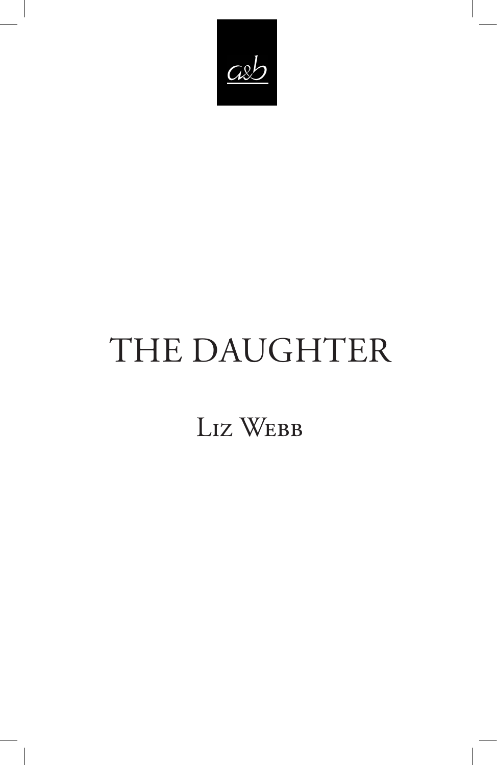a&b

# THE DAUGHTER

LIZ WEBB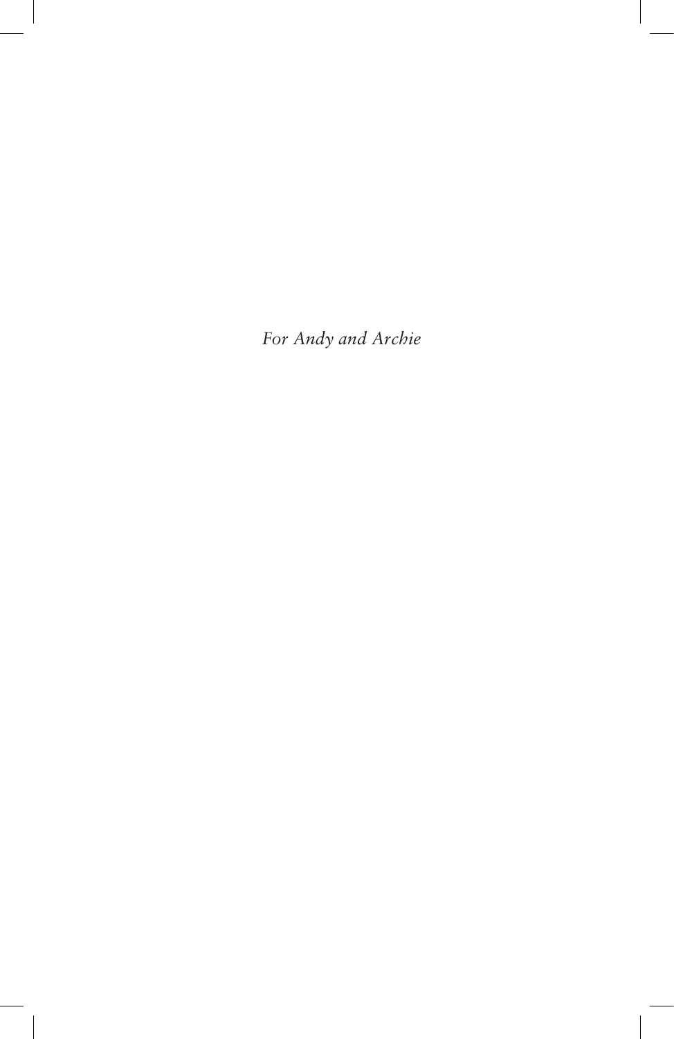*For Andy and Archie*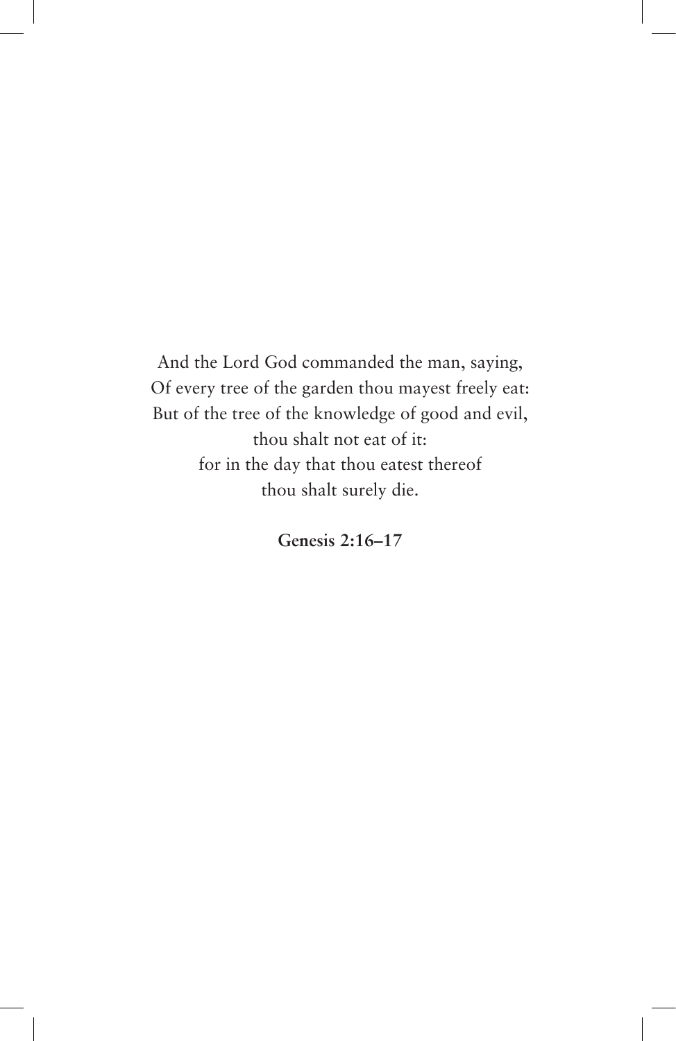And the Lord God commanded the man, saying,
Of every tree of the garden thou mayest freely eat:
But of the tree of the knowledge of good and evil,
thou shalt not eat of it:
for in the day that thou eatest thereof
thou shalt surely die.

**Genesis 2:16–17**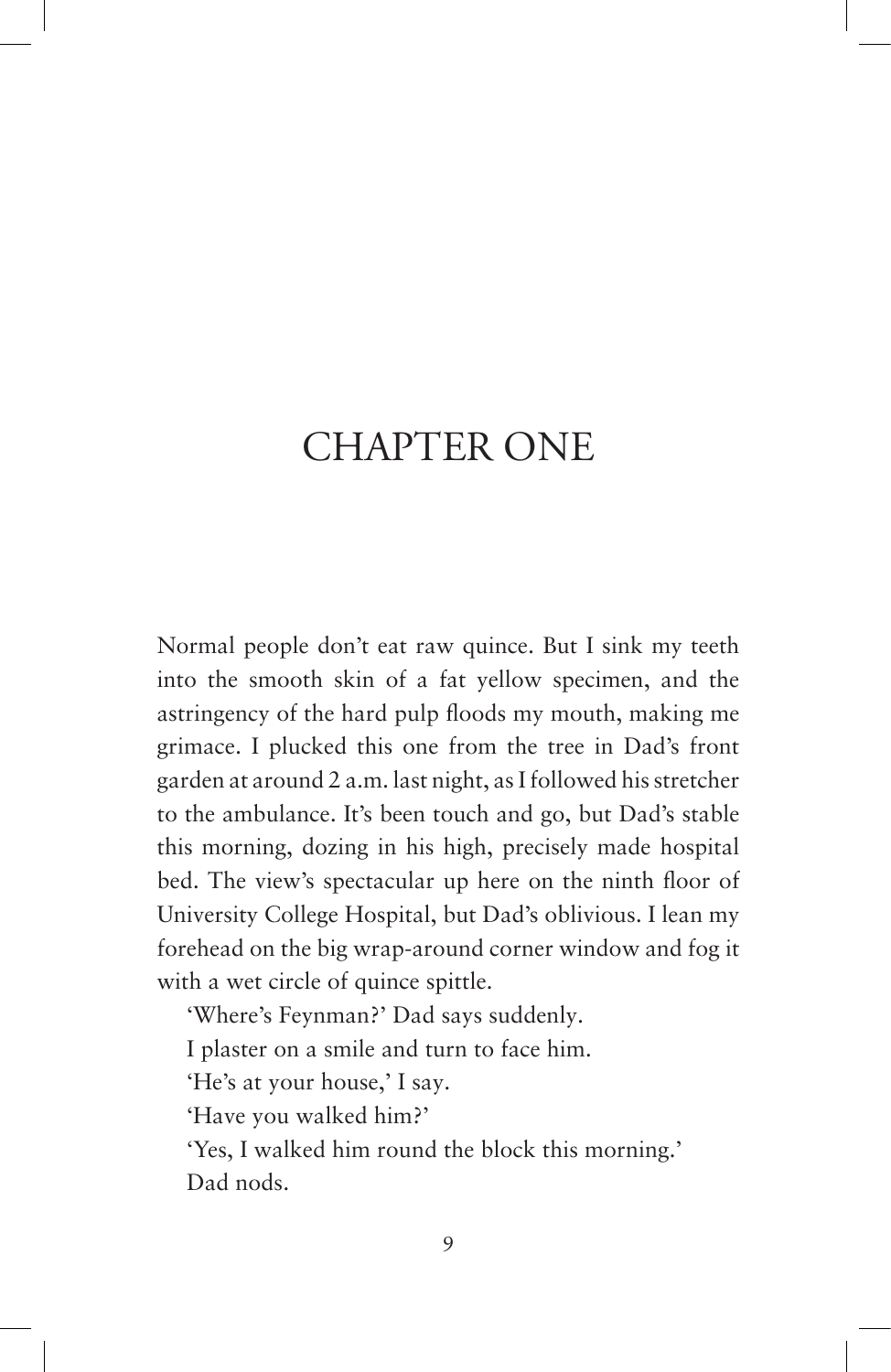# CHAPTER ONE

Normal people don't eat raw quince. But I sink my teeth into the smooth skin of a fat yellow specimen, and the astringency of the hard pulp floods my mouth, making me grimace. I plucked this one from the tree in Dad's front garden at around 2 a.m. last night, as I followed his stretcher to the ambulance. It's been touch and go, but Dad's stable this morning, dozing in his high, precisely made hospital bed. The view's spectacular up here on the ninth floor of University College Hospital, but Dad's oblivious. I lean my forehead on the big wrap-around corner window and fog it with a wet circle of quince spittle.

'Where's Feynman?' Dad says suddenly.

I plaster on a smile and turn to face him.

'He's at your house,' I say.

'Have you walked him?'

'Yes, I walked him round the block this morning.'

Dad nods.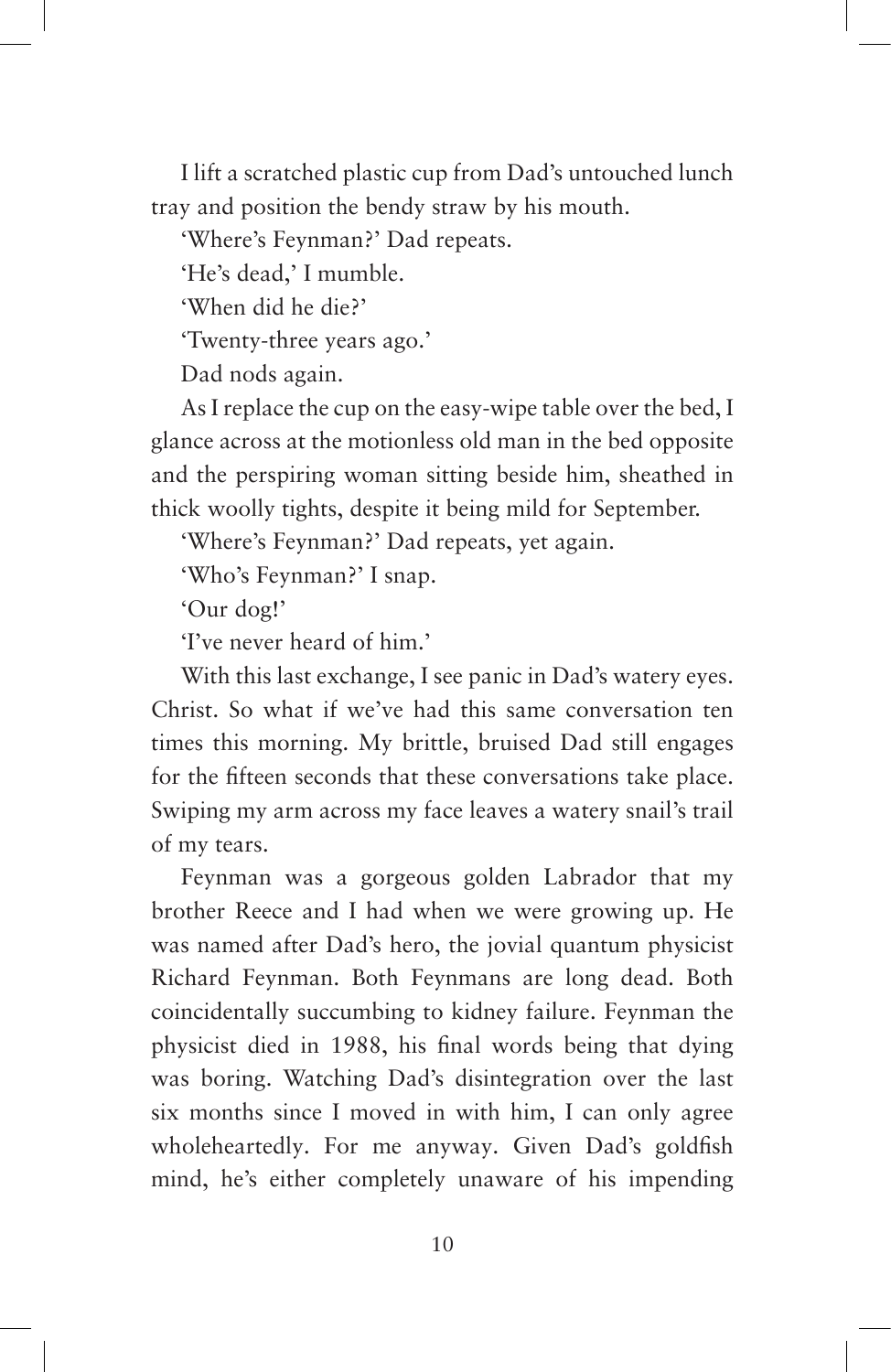I lift a scratched plastic cup from Dad's untouched lunch tray and position the bendy straw by his mouth.

'Where's Feynman?' Dad repeats.

'He's dead,' I mumble.

'When did he die?'

'Twenty-three years ago.'

Dad nods again.

As I replace the cup on the easy-wipe table over the bed, I glance across at the motionless old man in the bed opposite and the perspiring woman sitting beside him, sheathed in thick woolly tights, despite it being mild for September.

'Where's Feynman?' Dad repeats, yet again.

'Who's Feynman?' I snap.

'Our dog!'

'I've never heard of him.'

With this last exchange, I see panic in Dad's watery eyes. Christ. So what if we've had this same conversation ten times this morning. My brittle, bruised Dad still engages for the fifteen seconds that these conversations take place. Swiping my arm across my face leaves a watery snail's trail of my tears.

Feynman was a gorgeous golden Labrador that my brother Reece and I had when we were growing up. He was named after Dad's hero, the jovial quantum physicist Richard Feynman. Both Feynmans are long dead. Both coincidentally succumbing to kidney failure. Feynman the physicist died in 1988, his final words being that dying was boring. Watching Dad's disintegration over the last six months since I moved in with him, I can only agree wholeheartedly. For me anyway. Given Dad's goldfish mind, he's either completely unaware of his impending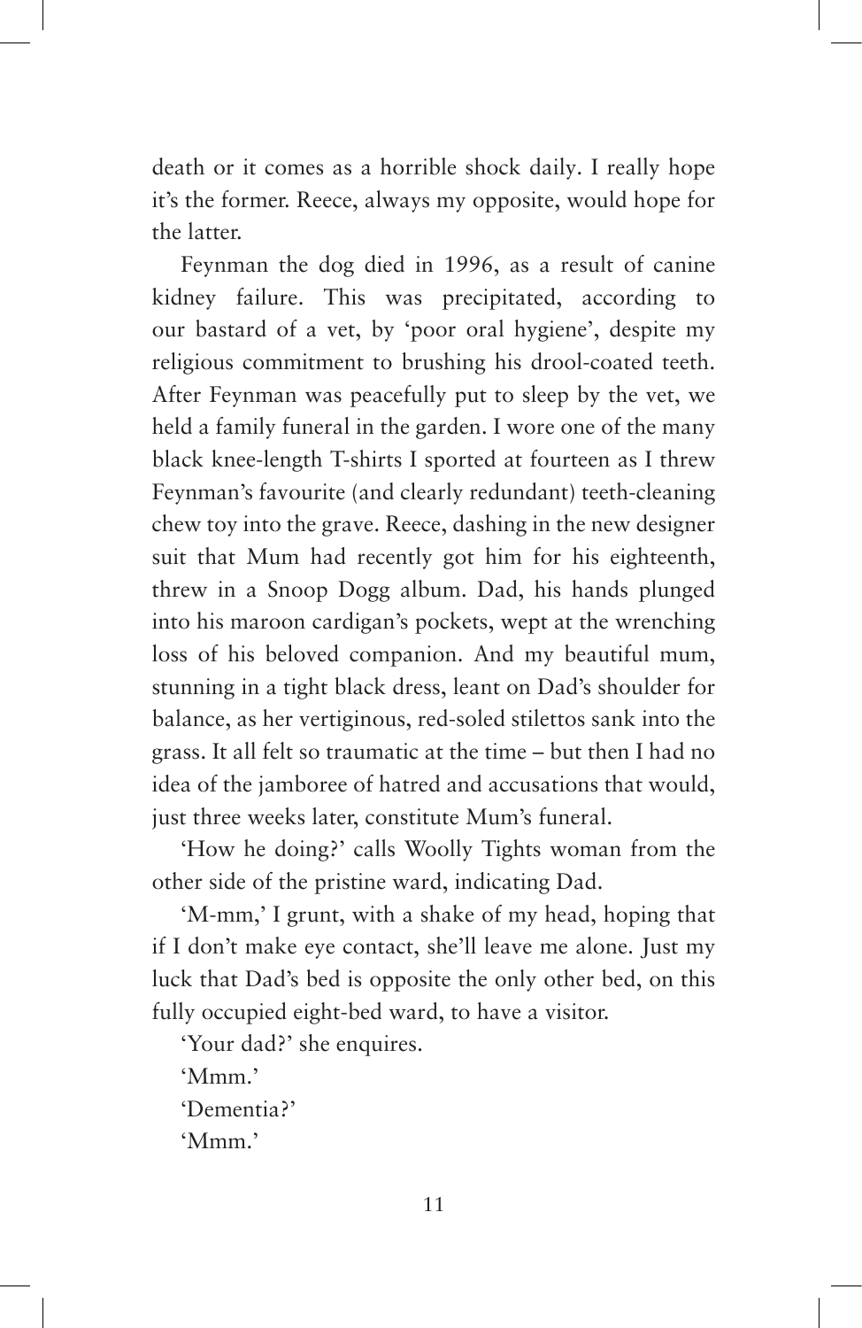death or it comes as a horrible shock daily. I really hope it's the former. Reece, always my opposite, would hope for the latter.

Feynman the dog died in 1996, as a result of canine kidney failure. This was precipitated, according to our bastard of a vet, by 'poor oral hygiene', despite my religious commitment to brushing his drool-coated teeth. After Feynman was peacefully put to sleep by the vet, we held a family funeral in the garden. I wore one of the many black knee-length T-shirts I sported at fourteen as I threw Feynman's favourite (and clearly redundant) teeth-cleaning chew toy into the grave. Reece, dashing in the new designer suit that Mum had recently got him for his eighteenth, threw in a Snoop Dogg album. Dad, his hands plunged into his maroon cardigan's pockets, wept at the wrenching loss of his beloved companion. And my beautiful mum, stunning in a tight black dress, leant on Dad's shoulder for balance, as her vertiginous, red-soled stilettos sank into the grass. It all felt so traumatic at the time – but then I had no idea of the jamboree of hatred and accusations that would, just three weeks later, constitute Mum's funeral.

'How he doing?' calls Woolly Tights woman from the other side of the pristine ward, indicating Dad.

'M-mm,' I grunt, with a shake of my head, hoping that if I don't make eye contact, she'll leave me alone. Just my luck that Dad's bed is opposite the only other bed, on this fully occupied eight-bed ward, to have a visitor.

'Your dad?' she enquires.

'Mmm.'

'Dementia?'

'Mmm.'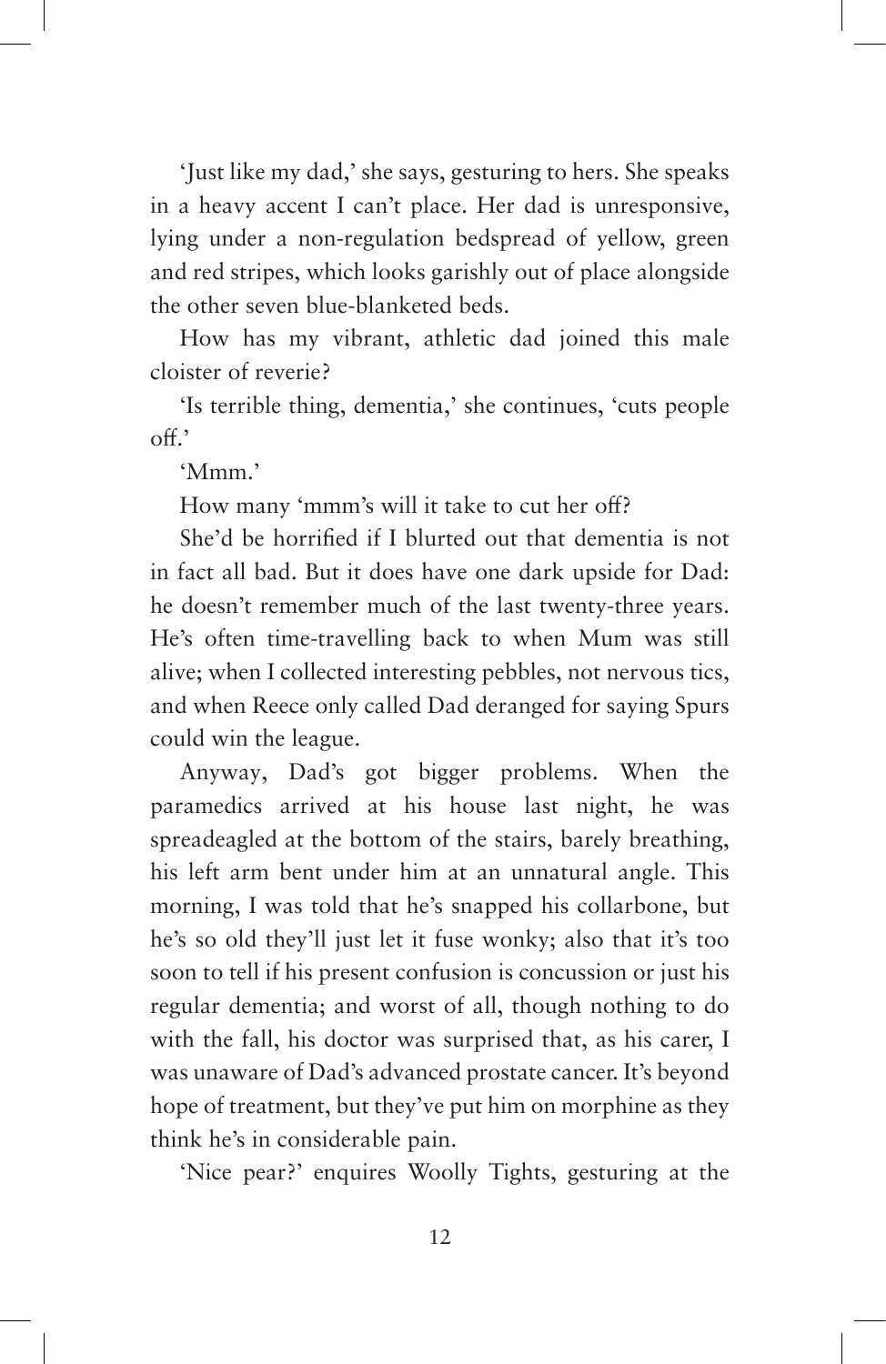'Just like my dad,' she says, gesturing to hers. She speaks in a heavy accent I can't place. Her dad is unresponsive, lying under a non-regulation bedspread of yellow, green and red stripes, which looks garishly out of place alongside the other seven blue-blanketed beds.

How has my vibrant, athletic dad joined this male cloister of reverie?

'Is terrible thing, dementia,' she continues, 'cuts people off.'

'Mmm.'

How many 'mmm's will it take to cut her off?

She'd be horrified if I blurted out that dementia is not in fact all bad. But it does have one dark upside for Dad: he doesn't remember much of the last twenty-three years. He's often time-travelling back to when Mum was still alive; when I collected interesting pebbles, not nervous tics, and when Reece only called Dad deranged for saying Spurs could win the league.

Anyway, Dad's got bigger problems. When the paramedics arrived at his house last night, he was spreadeagled at the bottom of the stairs, barely breathing, his left arm bent under him at an unnatural angle. This morning, I was told that he's snapped his collarbone, but he's so old they'll just let it fuse wonky; also that it's too soon to tell if his present confusion is concussion or just his regular dementia; and worst of all, though nothing to do with the fall, his doctor was surprised that, as his carer, I was unaware of Dad's advanced prostate cancer. It's beyond hope of treatment, but they've put him on morphine as they think he's in considerable pain.

'Nice pear?' enquires Woolly Tights, gesturing at the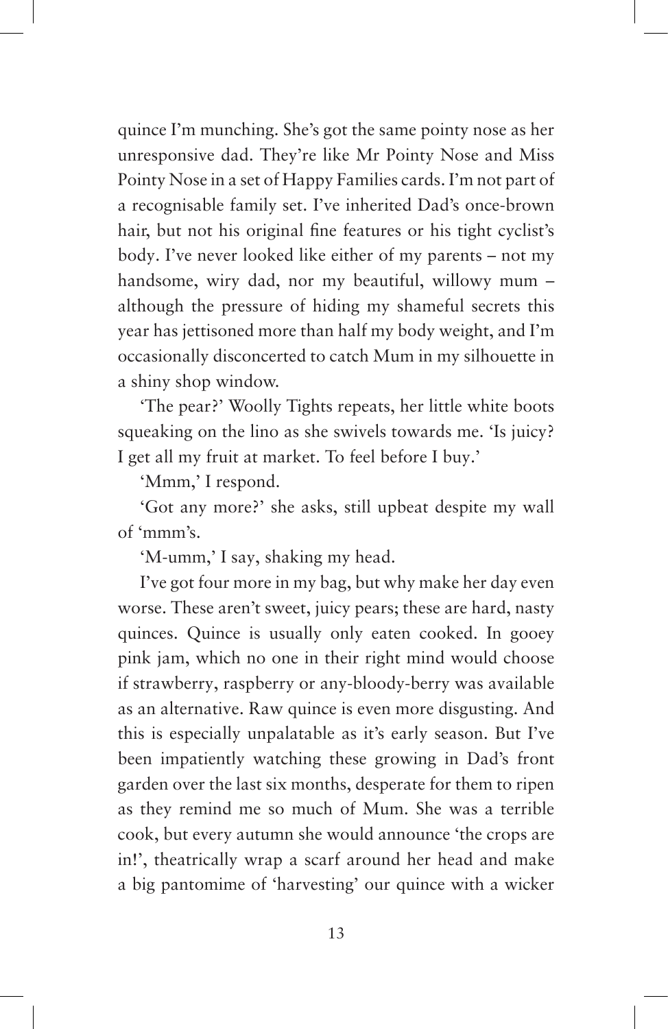quince I'm munching. She's got the same pointy nose as her unresponsive dad. They're like Mr Pointy Nose and Miss Pointy Nose in a set of Happy Families cards. I'm not part of a recognisable family set. I've inherited Dad's once-brown hair, but not his original fine features or his tight cyclist's body. I've never looked like either of my parents – not my handsome, wiry dad, nor my beautiful, willowy mum – although the pressure of hiding my shameful secrets this year has jettisoned more than half my body weight, and I'm occasionally disconcerted to catch Mum in my silhouette in a shiny shop window.

'The pear?' Woolly Tights repeats, her little white boots squeaking on the lino as she swivels towards me. 'Is juicy? I get all my fruit at market. To feel before I buy.'

'Mmm,' I respond.

'Got any more?' she asks, still upbeat despite my wall of 'mmm's.

'M-umm,' I say, shaking my head.

I've got four more in my bag, but why make her day even worse. These aren't sweet, juicy pears; these are hard, nasty quinces. Quince is usually only eaten cooked. In gooey pink jam, which no one in their right mind would choose if strawberry, raspberry or any-bloody-berry was available as an alternative. Raw quince is even more disgusting. And this is especially unpalatable as it's early season. But I've been impatiently watching these growing in Dad's front garden over the last six months, desperate for them to ripen as they remind me so much of Mum. She was a terrible cook, but every autumn she would announce 'the crops are in!', theatrically wrap a scarf around her head and make a big pantomime of 'harvesting' our quince with a wicker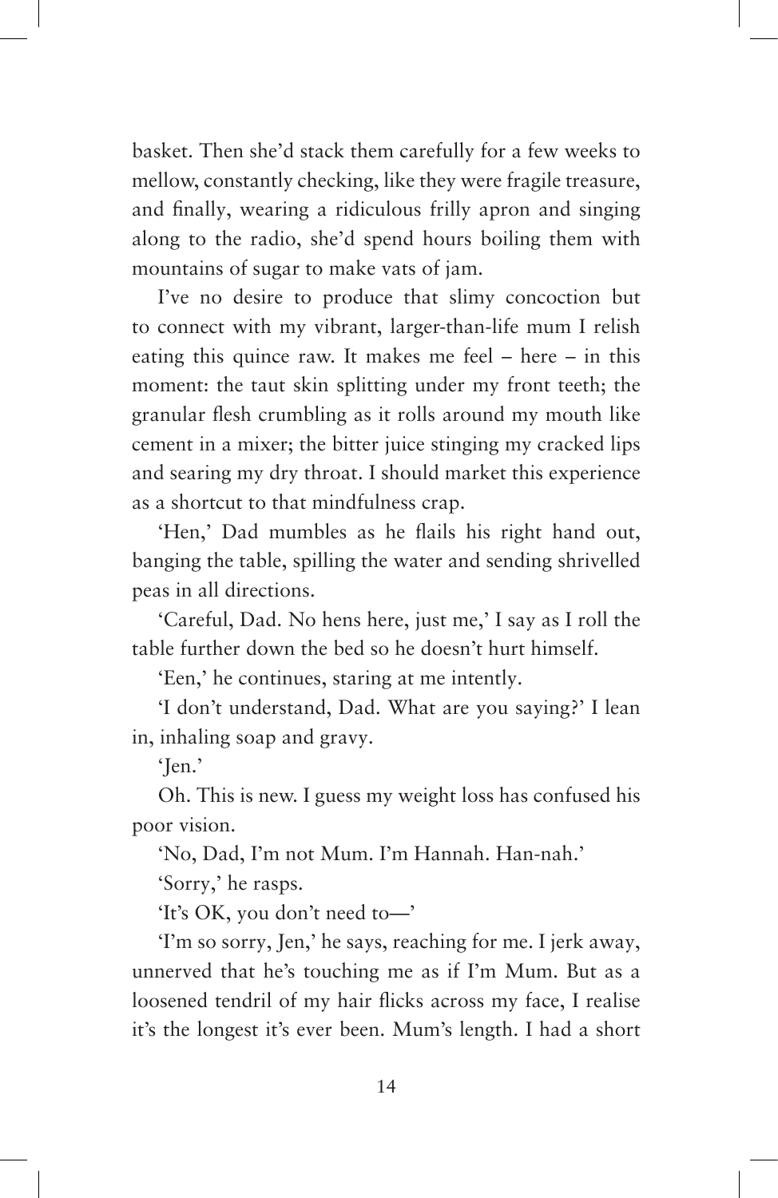basket. Then she'd stack them carefully for a few weeks to mellow, constantly checking, like they were fragile treasure, and finally, wearing a ridiculous frilly apron and singing along to the radio, she'd spend hours boiling them with mountains of sugar to make vats of jam.

I've no desire to produce that slimy concoction but to connect with my vibrant, larger-than-life mum I relish eating this quince raw. It makes me feel – here – in this moment: the taut skin splitting under my front teeth; the granular flesh crumbling as it rolls around my mouth like cement in a mixer; the bitter juice stinging my cracked lips and searing my dry throat. I should market this experience as a shortcut to that mindfulness crap.

'Hen,' Dad mumbles as he flails his right hand out, banging the table, spilling the water and sending shrivelled peas in all directions.

'Careful, Dad. No hens here, just me,' I say as I roll the table further down the bed so he doesn't hurt himself.

'Een,' he continues, staring at me intently.

'I don't understand, Dad. What are you saying?' I lean in, inhaling soap and gravy.

'Jen.'

Oh. This is new. I guess my weight loss has confused his poor vision.

'No, Dad, I'm not Mum. I'm Hannah. Han-nah.'

'Sorry,' he rasps.

'It's OK, you don't need to—'

'I'm so sorry, Jen,' he says, reaching for me. I jerk away, unnerved that he's touching me as if I'm Mum. But as a loosened tendril of my hair flicks across my face, I realise it's the longest it's ever been. Mum's length. I had a short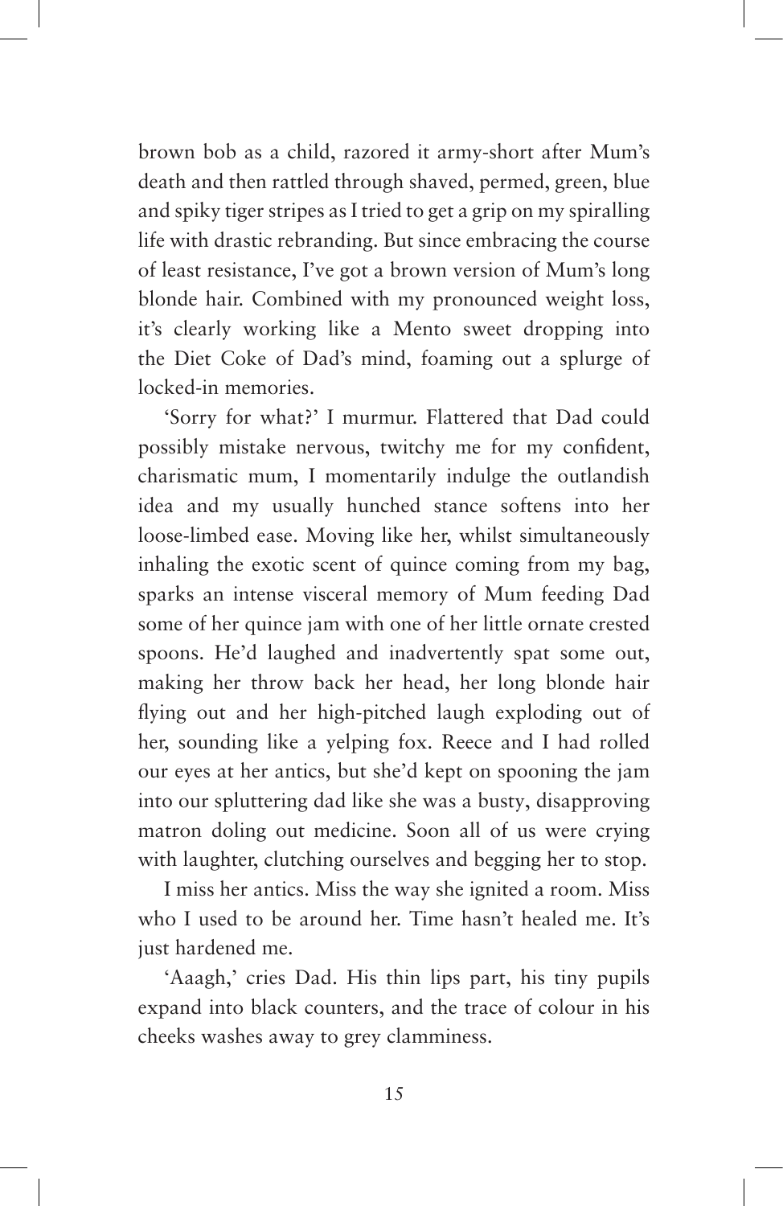brown bob as a child, razored it army-short after Mum's death and then rattled through shaved, permed, green, blue and spiky tiger stripes as I tried to get a grip on my spiralling life with drastic rebranding. But since embracing the course of least resistance, I've got a brown version of Mum's long blonde hair. Combined with my pronounced weight loss, it's clearly working like a Mento sweet dropping into the Diet Coke of Dad's mind, foaming out a splurge of locked-in memories.

'Sorry for what?' I murmur. Flattered that Dad could possibly mistake nervous, twitchy me for my confident, charismatic mum, I momentarily indulge the outlandish idea and my usually hunched stance softens into her loose-limbed ease. Moving like her, whilst simultaneously inhaling the exotic scent of quince coming from my bag, sparks an intense visceral memory of Mum feeding Dad some of her quince jam with one of her little ornate crested spoons. He'd laughed and inadvertently spat some out, making her throw back her head, her long blonde hair flying out and her high-pitched laugh exploding out of her, sounding like a yelping fox. Reece and I had rolled our eyes at her antics, but she'd kept on spooning the jam into our spluttering dad like she was a busty, disapproving matron doling out medicine. Soon all of us were crying with laughter, clutching ourselves and begging her to stop.

I miss her antics. Miss the way she ignited a room. Miss who I used to be around her. Time hasn't healed me. It's just hardened me.

'Aaagh,' cries Dad. His thin lips part, his tiny pupils expand into black counters, and the trace of colour in his cheeks washes away to grey clamminess.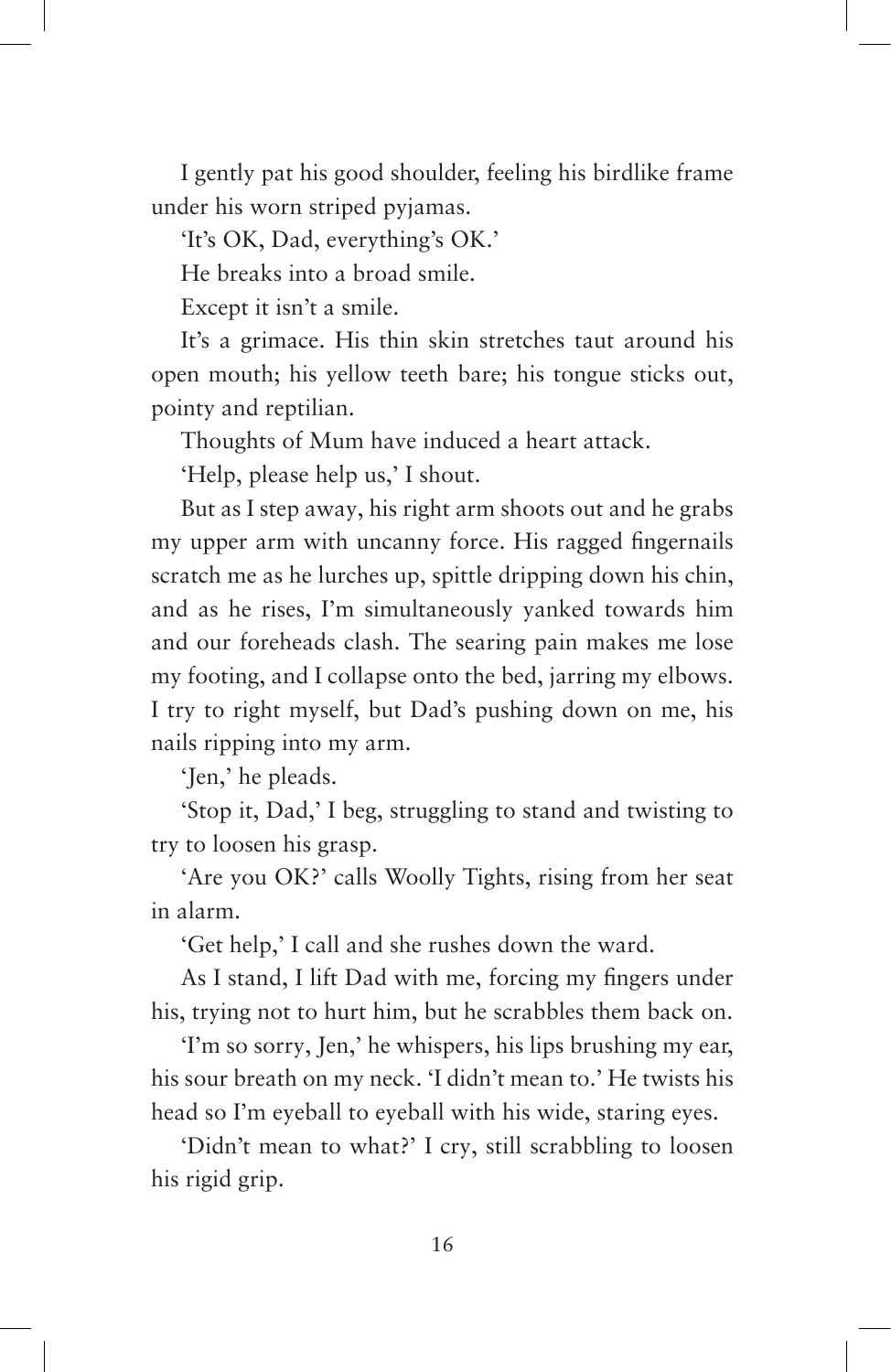I gently pat his good shoulder, feeling his birdlike frame under his worn striped pyjamas.

'It's OK, Dad, everything's OK.'

He breaks into a broad smile.

Except it isn't a smile.

It's a grimace. His thin skin stretches taut around his open mouth; his yellow teeth bare; his tongue sticks out, pointy and reptilian.

Thoughts of Mum have induced a heart attack.

'Help, please help us,' I shout.

But as I step away, his right arm shoots out and he grabs my upper arm with uncanny force. His ragged fingernails scratch me as he lurches up, spittle dripping down his chin, and as he rises, I'm simultaneously yanked towards him and our foreheads clash. The searing pain makes me lose my footing, and I collapse onto the bed, jarring my elbows. I try to right myself, but Dad's pushing down on me, his nails ripping into my arm.

'Jen,' he pleads.

'Stop it, Dad,' I beg, struggling to stand and twisting to try to loosen his grasp.

'Are you OK?' calls Woolly Tights, rising from her seat in alarm.

'Get help,' I call and she rushes down the ward.

As I stand, I lift Dad with me, forcing my fingers under his, trying not to hurt him, but he scrabbles them back on.

'I'm so sorry, Jen,' he whispers, his lips brushing my ear, his sour breath on my neck. 'I didn't mean to.' He twists his head so I'm eyeball to eyeball with his wide, staring eyes.

'Didn't mean to what?' I cry, still scrabbling to loosen his rigid grip.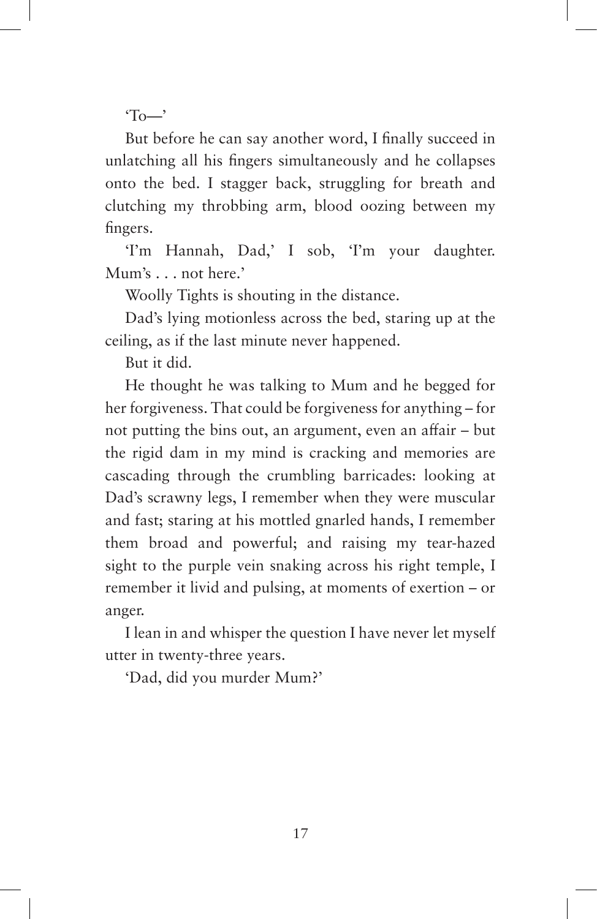'To—'

But before he can say another word, I finally succeed in unlatching all his fingers simultaneously and he collapses onto the bed. I stagger back, struggling for breath and clutching my throbbing arm, blood oozing between my fingers.

'I'm Hannah, Dad,' I sob, 'I'm your daughter. Mum's . . . not here.'

Woolly Tights is shouting in the distance.

Dad's lying motionless across the bed, staring up at the ceiling, as if the last minute never happened.

But it did.

He thought he was talking to Mum and he begged for her forgiveness. That could be forgiveness for anything – for not putting the bins out, an argument, even an affair – but the rigid dam in my mind is cracking and memories are cascading through the crumbling barricades: looking at Dad's scrawny legs, I remember when they were muscular and fast; staring at his mottled gnarled hands, I remember them broad and powerful; and raising my tear-hazed sight to the purple vein snaking across his right temple, I remember it livid and pulsing, at moments of exertion – or anger.

I lean in and whisper the question I have never let myself utter in twenty-three years.

'Dad, did you murder Mum?'